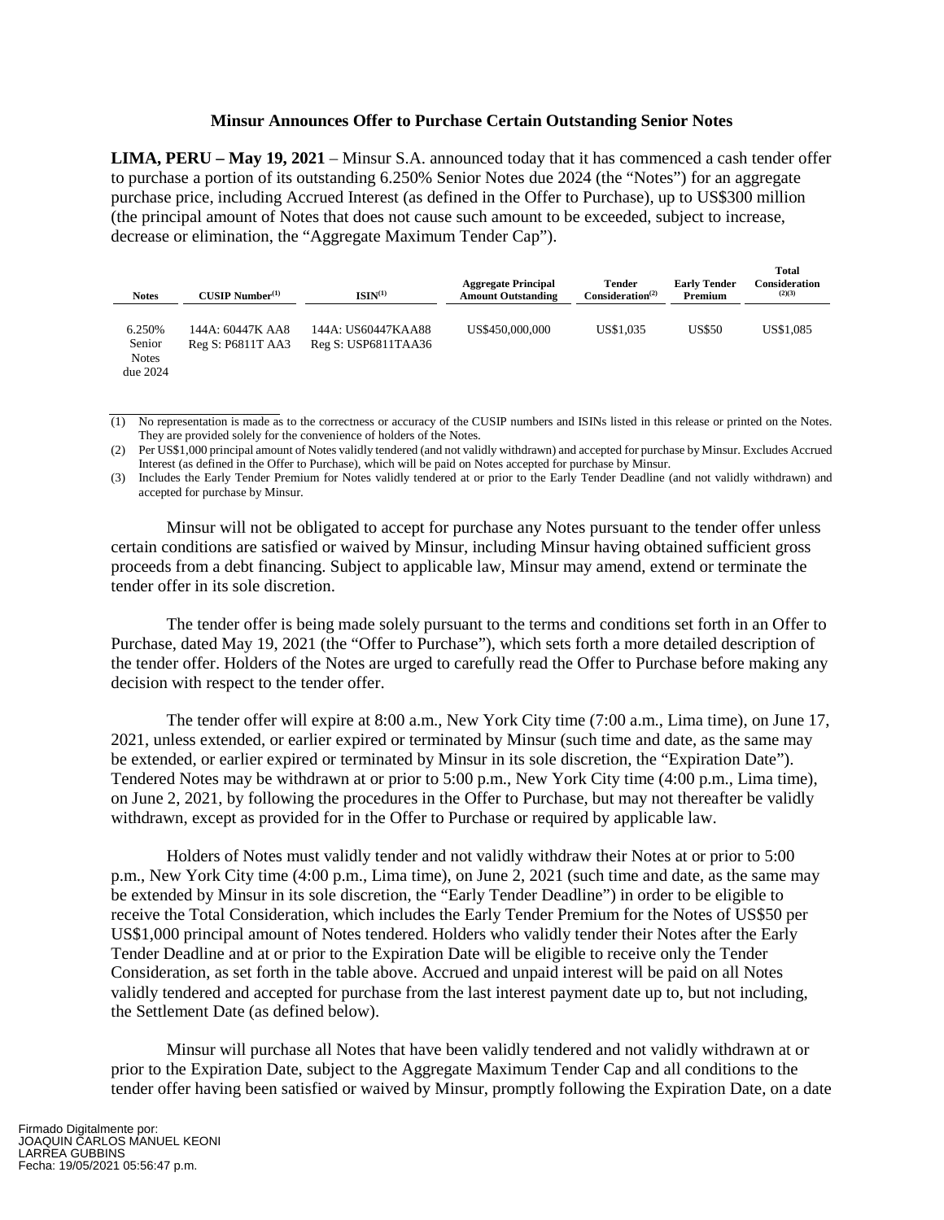## Minsur Announces Offer to Purchase Certain Outstanding Senior Notes

**LIMA, PERU – May 19, 2021** – Minsur S.A. announced today that it has commenced a cash tender offer to purchase a portion of its outstanding 6.250% Senior Notes due 2024 (the "Notes") for an aggregate purchase price, including Accrued Interest (as defined in the Offer to Purchase), up to US$300 million (the principal amount of Notes that does not cause such amount to be exceeded, subject to increase, decrease or elimination, the "Aggregate Maximum Tender Cap").

| Notes | CUSIP Number[(1)] | ISIN[(1)] | Aggregate Principal Amount Outstanding | Tender Consideration[(2)] | Early Tender Premium | Total Consideration [(2)(3)] |
|---|---|---|---|---|---|---|
| 6.250% Senior Notes due 2024 | 144A: 60447K AA8<br>Reg S: P6811T AA3 | 144A: US60447KAA88<br>Reg S: USP6811TAA36 | US$450,000,000 | US$1,035 | US$50 | US$1,085 |

(1) No representation is made as to the correctness or accuracy of the CUSIP numbers and ISINs listed in this release or printed on the Notes. They are provided solely for the convenience of holders of the Notes.

(2) Per US$1,000 principal amount of Notes validly tendered (and not validly withdrawn) and accepted for purchase by Minsur. Excludes Accrued Interest (as defined in the Offer to Purchase), which will be paid on Notes accepted for purchase by Minsur.

(3) Includes the Early Tender Premium for Notes validly tendered at or prior to the Early Tender Deadline (and not validly withdrawn) and accepted for purchase by Minsur.

Minsur will not be obligated to accept for purchase any Notes pursuant to the tender offer unless certain conditions are satisfied or waived by Minsur, including Minsur having obtained sufficient gross proceeds from a debt financing. Subject to applicable law, Minsur may amend, extend or terminate the tender offer in its sole discretion.

The tender offer is being made solely pursuant to the terms and conditions set forth in an Offer to Purchase, dated May 19, 2021 (the "Offer to Purchase"), which sets forth a more detailed description of the tender offer. Holders of the Notes are urged to carefully read the Offer to Purchase before making any decision with respect to the tender offer.

The tender offer will expire at 8:00 a.m., New York City time (7:00 a.m., Lima time), on June 17, 2021, unless extended, or earlier expired or terminated by Minsur (such time and date, as the same may be extended, or earlier expired or terminated by Minsur in its sole discretion, the "Expiration Date"). Tendered Notes may be withdrawn at or prior to 5:00 p.m., New York City time (4:00 p.m., Lima time), on June 2, 2021, by following the procedures in the Offer to Purchase, but may not thereafter be validly withdrawn, except as provided for in the Offer to Purchase or required by applicable law.

Holders of Notes must validly tender and not validly withdraw their Notes at or prior to 5:00 p.m., New York City time (4:00 p.m., Lima time), on June 2, 2021 (such time and date, as the same may be extended by Minsur in its sole discretion, the "Early Tender Deadline") in order to be eligible to receive the Total Consideration, which includes the Early Tender Premium for the Notes of US$50 per US$1,000 principal amount of Notes tendered. Holders who validly tender their Notes after the Early Tender Deadline and at or prior to the Expiration Date will be eligible to receive only the Tender Consideration, as set forth in the table above. Accrued and unpaid interest will be paid on all Notes validly tendered and accepted for purchase from the last interest payment date up to, but not including, the Settlement Date (as defined below).

Minsur will purchase all Notes that have been validly tendered and not validly withdrawn at or prior to the Expiration Date, subject to the Aggregate Maximum Tender Cap and all conditions to the tender offer having been satisfied or waived by Minsur, promptly following the Expiration Date, on a date

Firmado Digitalmente por:
JOAQUIN CARLOS MANUEL KEONI
LARREA GUBBINS
Fecha: 19/05/2021 05:56:47 p.m.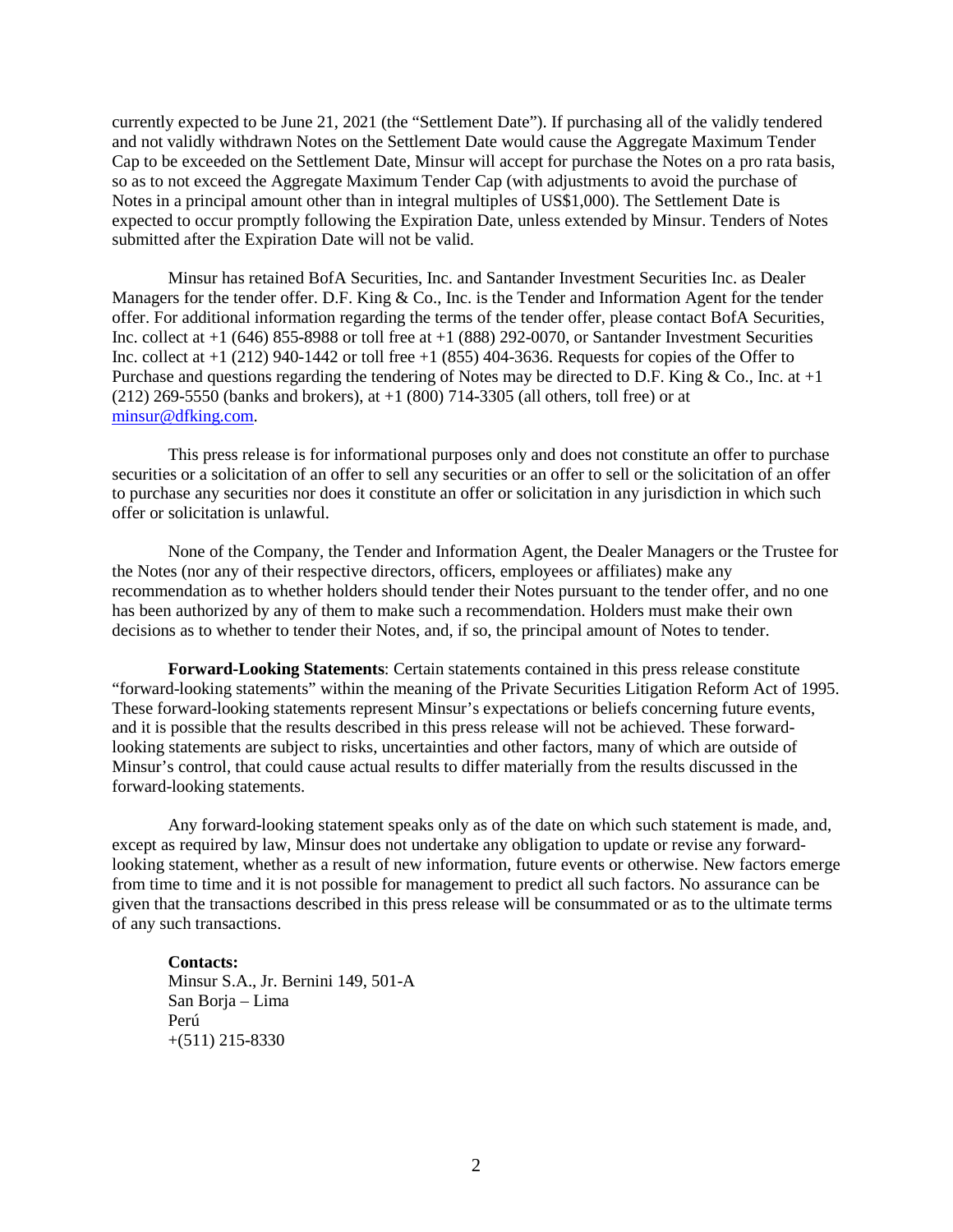currently expected to be June 21, 2021 (the "Settlement Date"). If purchasing all of the validly tendered and not validly withdrawn Notes on the Settlement Date would cause the Aggregate Maximum Tender Cap to be exceeded on the Settlement Date, Minsur will accept for purchase the Notes on a pro rata basis, so as to not exceed the Aggregate Maximum Tender Cap (with adjustments to avoid the purchase of Notes in a principal amount other than in integral multiples of US$1,000). The Settlement Date is expected to occur promptly following the Expiration Date, unless extended by Minsur. Tenders of Notes submitted after the Expiration Date will not be valid.

Minsur has retained BofA Securities, Inc. and Santander Investment Securities Inc. as Dealer Managers for the tender offer. D.F. King & Co., Inc. is the Tender and Information Agent for the tender offer. For additional information regarding the terms of the tender offer, please contact BofA Securities, Inc. collect at +1 (646) 855-8988 or toll free at +1 (888) 292-0070, or Santander Investment Securities Inc. collect at +1 (212) 940-1442 or toll free +1 (855) 404-3636. Requests for copies of the Offer to Purchase and questions regarding the tendering of Notes may be directed to D.F. King & Co., Inc. at +1 (212) 269-5550 (banks and brokers), at +1 (800) 714-3305 (all others, toll free) or at minsur@dfking.com.

This press release is for informational purposes only and does not constitute an offer to purchase securities or a solicitation of an offer to sell any securities or an offer to sell or the solicitation of an offer to purchase any securities nor does it constitute an offer or solicitation in any jurisdiction in which such offer or solicitation is unlawful.

None of the Company, the Tender and Information Agent, the Dealer Managers or the Trustee for the Notes (nor any of their respective directors, officers, employees or affiliates) make any recommendation as to whether holders should tender their Notes pursuant to the tender offer, and no one has been authorized by any of them to make such a recommendation. Holders must make their own decisions as to whether to tender their Notes, and, if so, the principal amount of Notes to tender.

**Forward-Looking Statements**: Certain statements contained in this press release constitute "forward-looking statements" within the meaning of the Private Securities Litigation Reform Act of 1995. These forward-looking statements represent Minsur's expectations or beliefs concerning future events, and it is possible that the results described in this press release will not be achieved. These forward-looking statements are subject to risks, uncertainties and other factors, many of which are outside of Minsur's control, that could cause actual results to differ materially from the results discussed in the forward-looking statements.

Any forward-looking statement speaks only as of the date on which such statement is made, and, except as required by law, Minsur does not undertake any obligation to update or revise any forward-looking statement, whether as a result of new information, future events or otherwise. New factors emerge from time to time and it is not possible for management to predict all such factors. No assurance can be given that the transactions described in this press release will be consummated or as to the ultimate terms of any such transactions.

**Contacts:**
Minsur S.A., Jr. Bernini 149, 501-A
San Borja – Lima
Perú
+(511) 215-8330